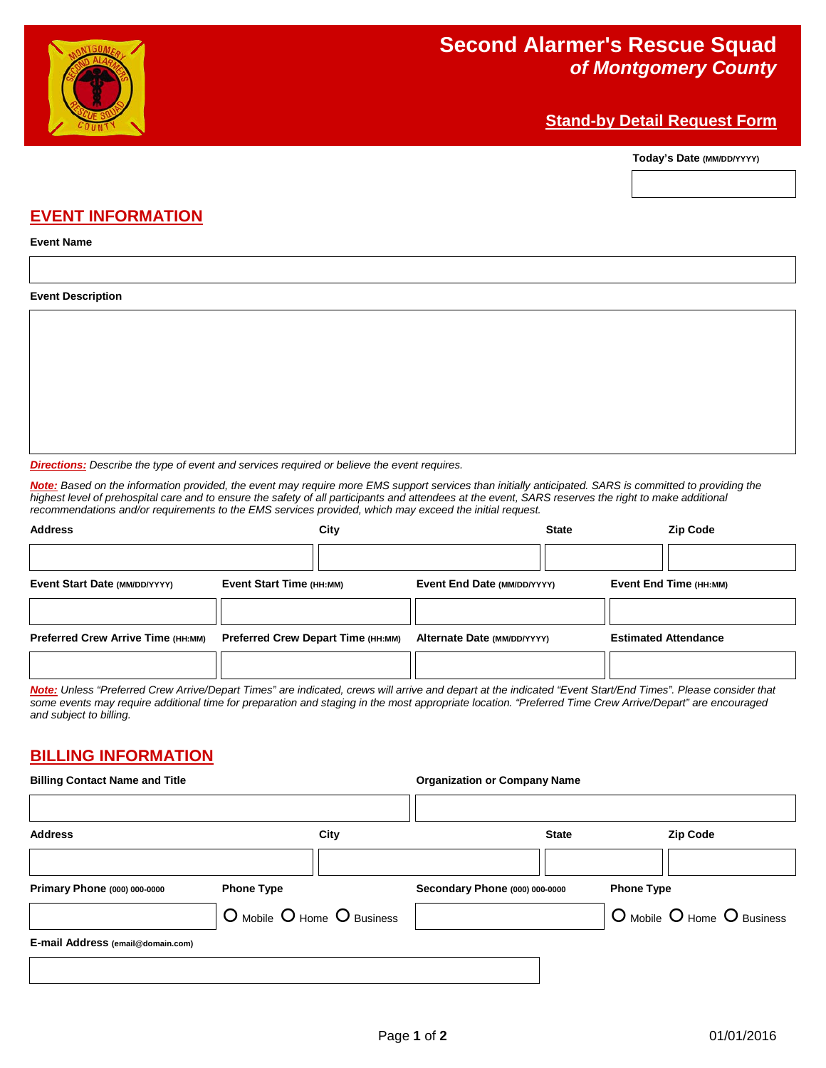# Second Alarmer's Rescue Squad
## *of Montgomery County*

**Stand-by Detail Request Form**

**Today's Date** (MM/DD/YYYY)

## EVENT INFORMATION

**Event Name**

**Event Description**

***Directions:*** *Describe the type of event and services required or believe the event requires.*

***Note:*** *Based on the information provided, the event may require more EMS support services than initially anticipated. SARS is committed to providing the highest level of prehospital care and to ensure the safety of all participants and attendees at the event, SARS reserves the right to make additional recommendations and/or requirements to the EMS services provided, which may exceed the initial request.*

| Address | City | State | Zip Code |
|---|---|---|---|
| | | | |

| Event Start Date (MM/DD/YYYY) | Event Start Time (HH:MM) | Event End Date (MM/DD/YYYY) | Event End Time (HH:MM) |
|---|---|---|---|
| | | | |

| Preferred Crew Arrive Time (HH:MM) | Preferred Crew Depart Time (HH:MM) | Alternate Date (MM/DD/YYYY) | Estimated Attendance |
|---|---|---|---|
| | | | |

***Note:*** *Unless "Preferred Crew Arrive/Depart Times" are indicated, crews will arrive and depart at the indicated "Event Start/End Times". Please consider that some events may require additional time for preparation and staging in the most appropriate location. "Preferred Time Crew Arrive/Depart" are encouraged and subject to billing.*

## BILLING INFORMATION

| Billing Contact Name and Title | Organization or Company Name |
|---|---|
| | |

| Address | City | State | Zip Code |
|---|---|---|---|
| | | | |

| Primary Phone (000) 000-0000 | Phone Type | Secondary Phone (000) 000-0000 | Phone Type |
|---|---|---|---|
| | O Mobile O Home O Business | | O Mobile O Home O Business |

**E-mail Address** (email@domain.com)

01/01/2016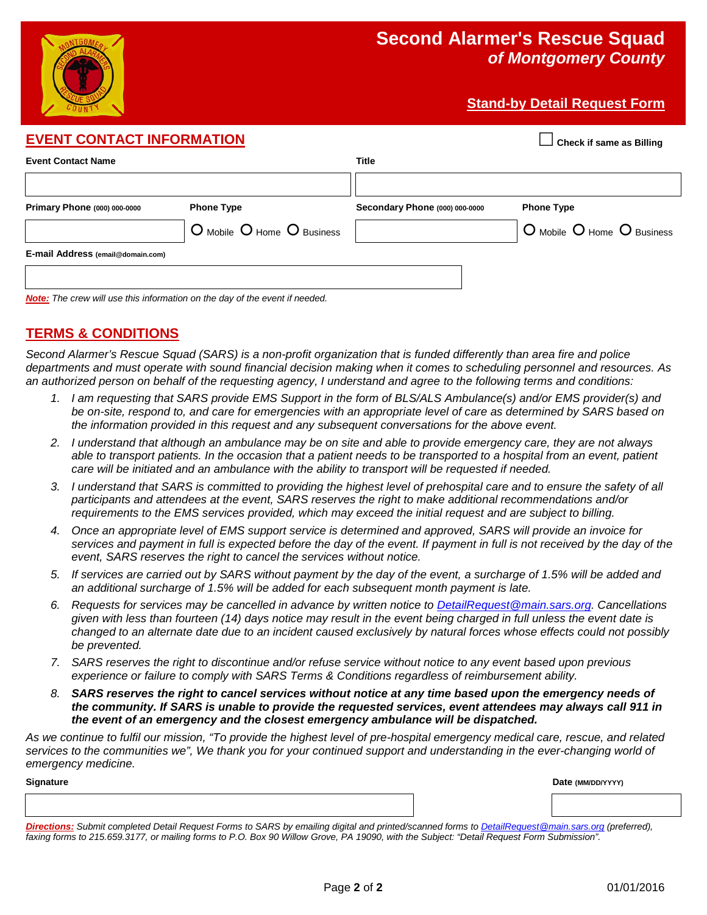# Second Alarmer's Rescue Squad
### *of Montgomery County*

**Stand-by Detail Request Form**

## EVENT CONTACT INFORMATION

☐ **Check if same as Billing**

**Event Contact Name**

**Title**

**Primary Phone** (000) 000-0000

**Phone Type** ○ Mobile ○ Home ○ Business

**Secondary Phone** (000) 000-0000

**Phone Type** ○ Mobile ○ Home ○ Business

**E-mail Address** (email@domain.com)

***Note:*** *The crew will use this information on the day of the event if needed.*

## TERMS & CONDITIONS

*Second Alarmer's Rescue Squad (SARS) is a non-profit organization that is funded differently than area fire and police departments and must operate with sound financial decision making when it comes to scheduling personnel and resources. As an authorized person on behalf of the requesting agency, I understand and agree to the following terms and conditions:*

1. *I am requesting that SARS provide EMS Support in the form of BLS/ALS Ambulance(s) and/or EMS provider(s) and be on-site, respond to, and care for emergencies with an appropriate level of care as determined by SARS based on the information provided in this request and any subsequent conversations for the above event.*
2. *I understand that although an ambulance may be on site and able to provide emergency care, they are not always able to transport patients. In the occasion that a patient needs to be transported to a hospital from an event, patient care will be initiated and an ambulance with the ability to transport will be requested if needed.*
3. *I understand that SARS is committed to providing the highest level of prehospital care and to ensure the safety of all participants and attendees at the event, SARS reserves the right to make additional recommendations and/or requirements to the EMS services provided, which may exceed the initial request and are subject to billing.*
4. *Once an appropriate level of EMS support service is determined and approved, SARS will provide an invoice for services and payment in full is expected before the day of the event. If payment in full is not received by the day of the event, SARS reserves the right to cancel the services without notice.*
5. *If services are carried out by SARS without payment by the day of the event, a surcharge of 1.5% will be added and an additional surcharge of 1.5% will be added for each subsequent month payment is late.*
6. *Requests for services may be cancelled in advance by written notice to DetailRequest@main.sars.org. Cancellations given with less than fourteen (14) days notice may result in the event being charged in full unless the event date is changed to an alternate date due to an incident caused exclusively by natural forces whose effects could not possibly be prevented.*
7. *SARS reserves the right to discontinue and/or refuse service without notice to any event based upon previous experience or failure to comply with SARS Terms & Conditions regardless of reimbursement ability.*
8. ***SARS reserves the right to cancel services without notice at any time based upon the emergency needs of the community. If SARS is unable to provide the requested services, event attendees may always call 911 in the event of an emergency and the closest emergency ambulance will be dispatched.***

*As we continue to fulfil our mission, "To provide the highest level of pre-hospital emergency medical care, rescue, and related services to the communities we", We thank you for your continued support and understanding in the ever-changing world of emergency medicine.*

**Signature**

**Date** (MM/DD/YYYY)

***Directions:*** *Submit completed Detail Request Forms to SARS by emailing digital and printed/scanned forms to DetailRequest@main.sars.org (preferred), faxing forms to 215.659.3177, or mailing forms to P.O. Box 90 Willow Grove, PA 19090, with the Subject: "Detail Request Form Submission".*

01/01/2016